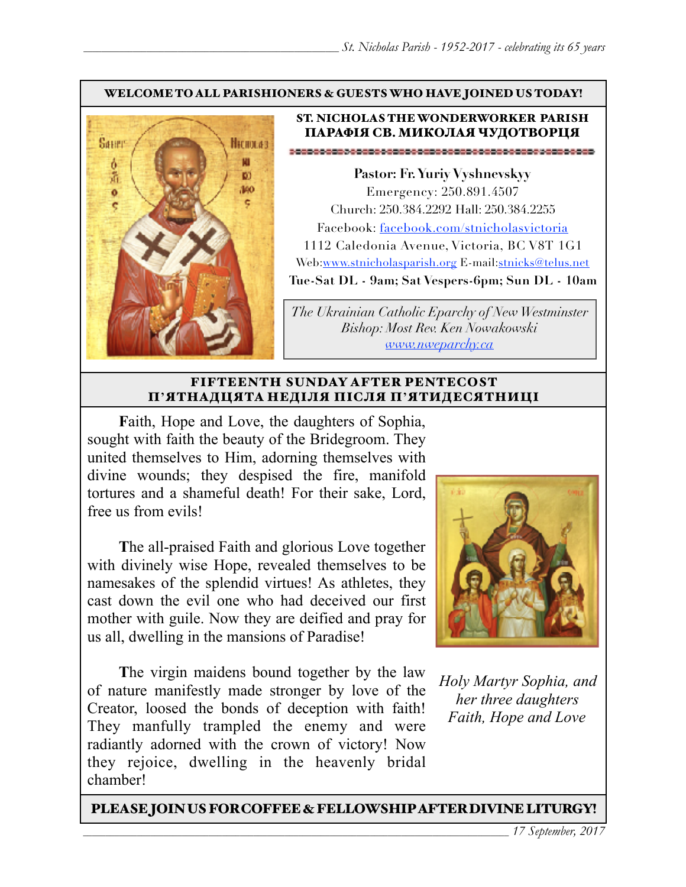**WELCOME TO ALL PARISHIONERS & GUESTS WHO HAVE JOINED US TODAY!**

**ST. NICHOLAS THE WONDERWORKER PARISH**
**ПАРАФІЯ СВ. МИКОЛАЯ ЧУДОТВОРЦЯ**

**Pastor: Fr. Yuriy Vyshnevskyy**
Emergency: 250.891.4507
Church: 250.384.2292 Hall: 250.384.2255
Facebook: facebook.com/stnicholasvictoria
1112 Caledonia Avenue, Victoria, BC V8T 1G1
Web:www.stnicholasparish.org E-mail:stnicks@telus.net
**Tue-Sat DL - 9am; Sat Vespers-6pm; Sun DL - 10am**

*The Ukrainian Catholic Eparchy of New Westminster*
*Bishop: Most Rev. Ken Nowakowski*
*www.nweparchy.ca*

## FIFTEENTH SUNDAY AFTER PENTECOST
## П'ЯТНАДЦЯТА НЕДІЛЯ ПІСЛЯ П'ЯТИДЕСЯТНИЦІ

**F**aith, Hope and Love, the daughters of Sophia, sought with faith the beauty of the Bridegroom. They united themselves to Him, adorning themselves with divine wounds; they despised the fire, manifold tortures and a shameful death! For their sake, Lord, free us from evils!

**T**he all-praised Faith and glorious Love together with divinely wise Hope, revealed themselves to be namesakes of the splendid virtues! As athletes, they cast down the evil one who had deceived our first mother with guile. Now they are deified and pray for us all, dwelling in the mansions of Paradise!

**T**he virgin maidens bound together by the law of nature manifestly made stronger by love of the Creator, loosed the bonds of deception with faith! They manfully trampled the enemy and were radiantly adorned with the crown of victory! Now they rejoice, dwelling in the heavenly bridal chamber!

*Holy Martyr Sophia, and her three daughters Faith, Hope and Love*

**PLEASE JOIN US FOR COFFEE & FELLOWSHIP AFTER DIVINE LITURGY!**

*17 September, 2017*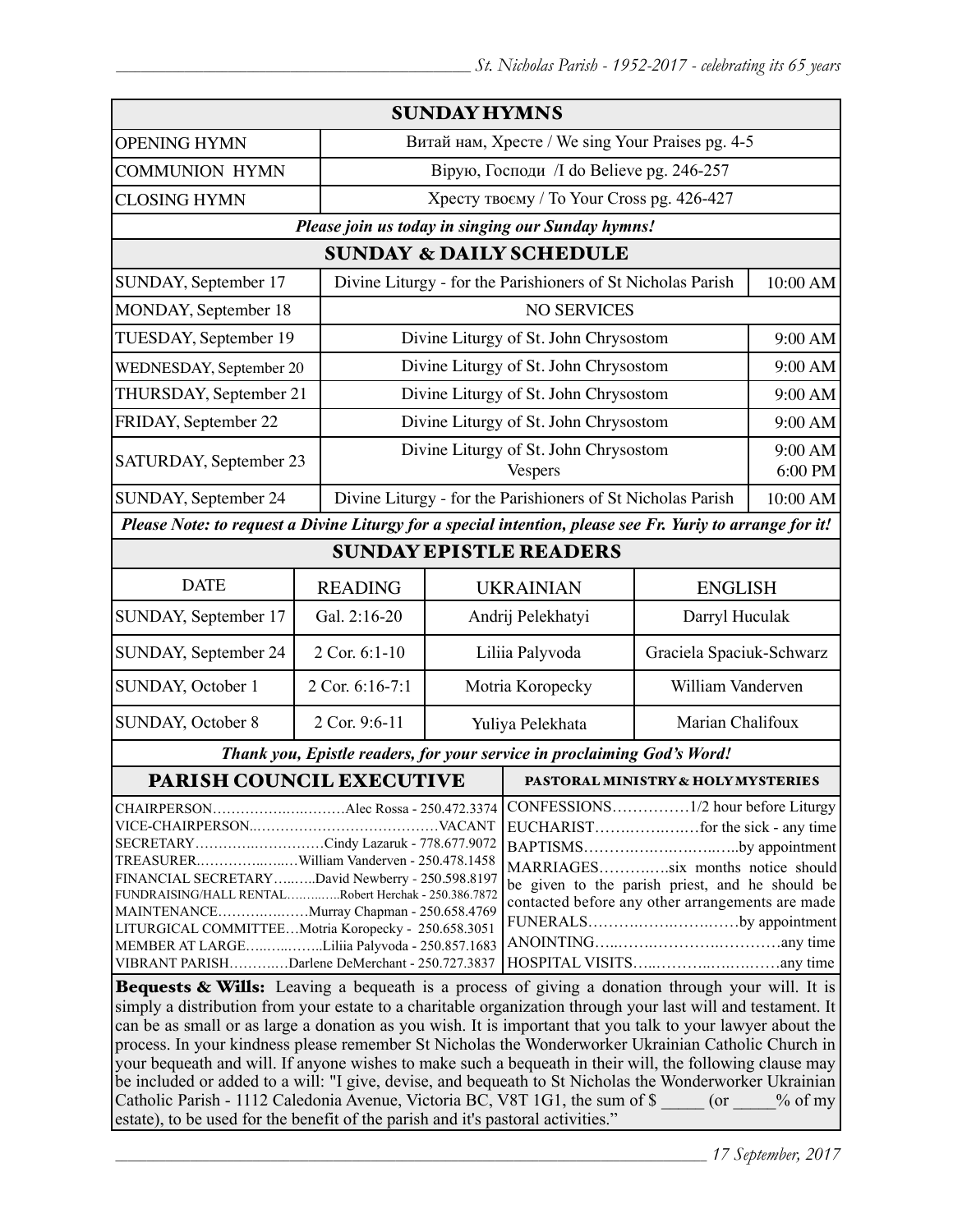## SUNDAY HYMNS

| | |
|---|---|
| OPENING HYMN | Витай нам, Хресте / We sing Your Praises pg. 4-5 |
| COMMUNION HYMN | Вірую, Господи /I do Believe pg. 246-257 |
| CLOSING HYMN | Хресту твоєму / To Your Cross pg. 426-427 |

***Please join us today in singing our Sunday hymns!***

## SUNDAY & DAILY SCHEDULE

| | | |
|---|---|---|
| SUNDAY, September 17 | Divine Liturgy - for the Parishioners of St Nicholas Parish | 10:00 AM |
| MONDAY, September 18 | NO SERVICES | |
| TUESDAY, September 19 | Divine Liturgy of St. John Chrysostom | 9:00 AM |
| WEDNESDAY, September 20 | Divine Liturgy of St. John Chrysostom | 9:00 AM |
| THURSDAY, September 21 | Divine Liturgy of St. John Chrysostom | 9:00 AM |
| FRIDAY, September 22 | Divine Liturgy of St. John Chrysostom | 9:00 AM |
| SATURDAY, September 23 | Divine Liturgy of St. John Chrysostom<br>Vespers | 9:00 AM<br>6:00 PM |
| SUNDAY, September 24 | Divine Liturgy - for the Parishioners of St Nicholas Parish | 10:00 AM |

***Please Note: to request a Divine Liturgy for a special intention, please see Fr. Yuriy to arrange for it!***

## SUNDAY EPISTLE READERS

| DATE | READING | UKRAINIAN | ENGLISH |
|---|---|---|---|
| SUNDAY, September 17 | Gal. 2:16-20 | Andrij Pelekhatyi | Darryl Huculak |
| SUNDAY, September 24 | 2 Cor. 6:1-10 | Liliia Palyvoda | Graciela Spaciuk-Schwarz |
| SUNDAY, October 1 | 2 Cor. 6:16-7:1 | Motria Koropecky | William Vanderven |
| SUNDAY, October 8 | 2 Cor. 9:6-11 | Yuliya Pelekhata | Marian Chalifoux |

***Thank you, Epistle readers, for your service in proclaiming God's Word!***

## PARISH COUNCIL EXECUTIVE

CHAIRPERSON……………………Alec Rossa - 250.472.3374
VICE-CHAIRPERSON……………………………VACANT
SECRETARY……………………Cindy Lazaruk - 778.677.9072
TREASURER……………William Vanderven - 250.478.1458
FINANCIAL SECRETARY………David Newberry - 250.598.8197
FUNDRAISING/HALL RENTAL…………Robert Herchak - 250.386.7872
MAINTENANCE……………Murray Chapman - 250.658.4769
LITURGICAL COMMITTEE…Motria Koropecky - 250.658.3051
MEMBER AT LARGE…………Liliia Palyvoda - 250.857.1683
VIBRANT PARISH…………Darlene DeMerchant - 250.727.3837

## PASTORAL MINISTRY & HOLY MYSTERIES

CONFESSIONS……………1/2 hour before Liturgy
EUCHARIST……………for the sick - any time
BAPTISMS……………………by appointment
MARRIAGES…………six months notice should be given to the parish priest, and he should be contacted before any other arrangements are made
FUNERALS……………………by appointment
ANOINTING…………………………any time
HOSPITAL VISITS……………………any time

**Bequests & Wills:** Leaving a bequeath is a process of giving a donation through your will. It is simply a distribution from your estate to a charitable organization through your last will and testament. It can be as small or as large a donation as you wish. It is important that you talk to your lawyer about the process. In your kindness please remember St Nicholas the Wonderworker Ukrainian Catholic Church in your bequeath and will. If anyone wishes to make such a bequeath in their will, the following clause may be included or added to a will: "I give, devise, and bequeath to St Nicholas the Wonderworker Ukrainian Catholic Parish - 1112 Caledonia Avenue, Victoria BC, V8T 1G1, the sum of $ _____ (or _____% of my estate), to be used for the benefit of the parish and it's pastoral activities."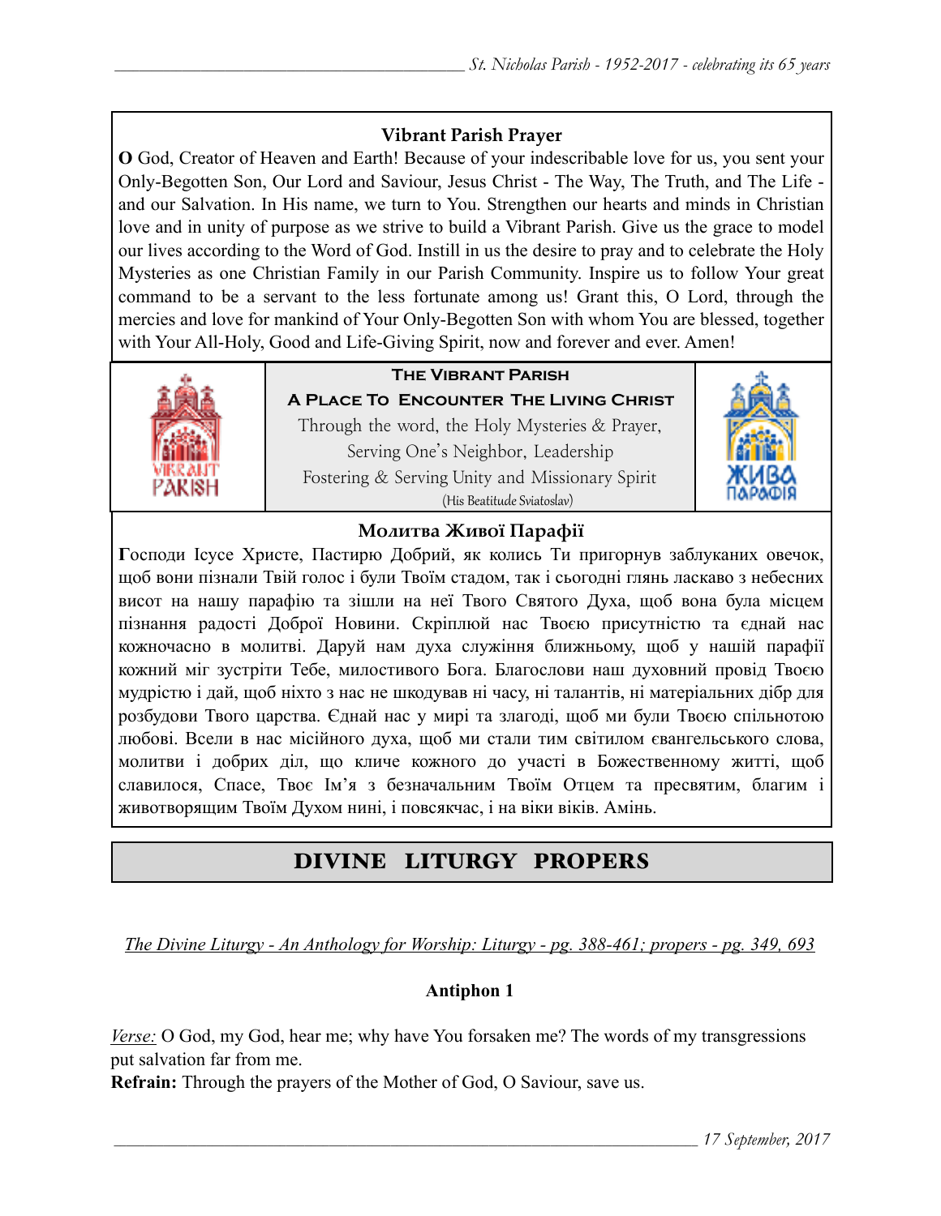### Vibrant Parish Prayer

**O** God, Creator of Heaven and Earth! Because of your indescribable love for us, you sent your Only-Begotten Son, Our Lord and Saviour, Jesus Christ - The Way, The Truth, and The Life - and our Salvation. In His name, we turn to You. Strengthen our hearts and minds in Christian love and in unity of purpose as we strive to build a Vibrant Parish. Give us the grace to model our lives according to the Word of God. Instill in us the desire to pray and to celebrate the Holy Mysteries as one Christian Family in our Parish Community. Inspire us to follow Your great command to be a servant to the less fortunate among us! Grant this, O Lord, through the mercies and love for mankind of Your Only-Begotten Son with whom You are blessed, together with Your All-Holy, Good and Life-Giving Spirit, now and forever and ever. Amen!

**The Vibrant Parish**

**A Place To Encounter The Living Christ**

Through the word, the Holy Mysteries & Prayer,
Serving One's Neighbor, Leadership
Fostering & Serving Unity and Missionary Spirit
(His Beatitude Sviatoslav)

### Молитва Живої Парафії

**Г**осподи Ісусе Христе, Пастирю Добрий, як колись Ти пригорнув заблуканих овечок, щоб вони пізнали Твій голос і були Твоїм стадом, так і сьогодні глянь ласкаво з небесних висот на нашу парафію та зішли на неї Твого Святого Духа, щоб вона була місцем пізнання радості Доброї Новини. Скріплюй нас Твоєю присутністю та єднай нас кожночасно в молитві. Даруй нам духа служіння ближньому, щоб у нашій парафії кожний міг зустріти Тебе, милостивого Бога. Благослови наш духовний провід Твоєю мудрістю і дай, щоб ніхто з нас не шкодував ні часу, ні талантів, ні матеріальних дібр для розбудови Твого царства. Єднай нас у мирі та злагоді, щоб ми були Твоєю спільнотою любові. Всели в нас місійного духа, щоб ми стали тим світилом євангельського слова, молитви і добрих діл, що кличе кожного до участі в Божественному житті, щоб славилося, Спасе, Твоє Ім'я з безначальним Твоїм Отцем та пресвятим, благим і животворящим Твоїм Духом нині, і повсякчас, і на віки віків. Амінь.

## DIVINE LITURGY PROPERS

*The Divine Liturgy - An Anthology for Worship: Liturgy - pg. 388-461; propers - pg. 349, 693*

**Antiphon 1**

*Verse:* O God, my God, hear me; why have You forsaken me? The words of my transgressions put salvation far from me.
**Refrain:** Through the prayers of the Mother of God, O Saviour, save us.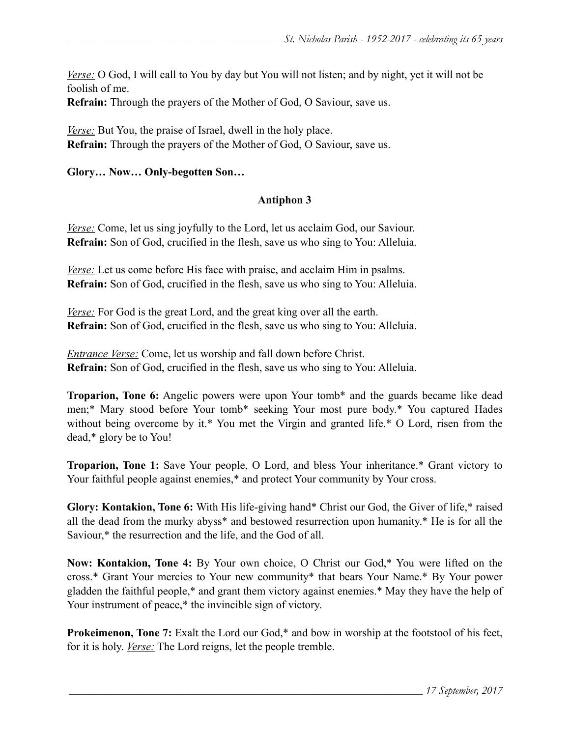*Verse:* O God, I will call to You by day but You will not listen; and by night, yet it will not be foolish of me.
**Refrain:** Through the prayers of the Mother of God, O Saviour, save us.

*Verse:* But You, the praise of Israel, dwell in the holy place.
**Refrain:** Through the prayers of the Mother of God, O Saviour, save us.

**Glory… Now… Only-begotten Son…**

## Antiphon 3

*Verse:* Come, let us sing joyfully to the Lord, let us acclaim God, our Saviour.
**Refrain:** Son of God, crucified in the flesh, save us who sing to You: Alleluia.

*Verse:* Let us come before His face with praise, and acclaim Him in psalms.
**Refrain:** Son of God, crucified in the flesh, save us who sing to You: Alleluia.

*Verse:* For God is the great Lord, and the great king over all the earth.
**Refrain:** Son of God, crucified in the flesh, save us who sing to You: Alleluia.

*Entrance Verse:* Come, let us worship and fall down before Christ.
**Refrain:** Son of God, crucified in the flesh, save us who sing to You: Alleluia.

**Troparion, Tone 6:** Angelic powers were upon Your tomb* and the guards became like dead men;* Mary stood before Your tomb* seeking Your most pure body.* You captured Hades without being overcome by it.* You met the Virgin and granted life.* O Lord, risen from the dead,* glory be to You!

**Troparion, Tone 1:** Save Your people, O Lord, and bless Your inheritance.* Grant victory to Your faithful people against enemies,* and protect Your community by Your cross.

**Glory: Kontakion, Tone 6:** With His life-giving hand* Christ our God, the Giver of life,* raised all the dead from the murky abyss* and bestowed resurrection upon humanity.* He is for all the Saviour,* the resurrection and the life, and the God of all.

**Now: Kontakion, Tone 4:** By Your own choice, O Christ our God,* You were lifted on the cross.* Grant Your mercies to Your new community* that bears Your Name.* By Your power gladden the faithful people,* and grant them victory against enemies.* May they have the help of Your instrument of peace,* the invincible sign of victory.

**Prokeimenon, Tone 7:** Exalt the Lord our God,* and bow in worship at the footstool of his feet, for it is holy. *Verse:* The Lord reigns, let the people tremble.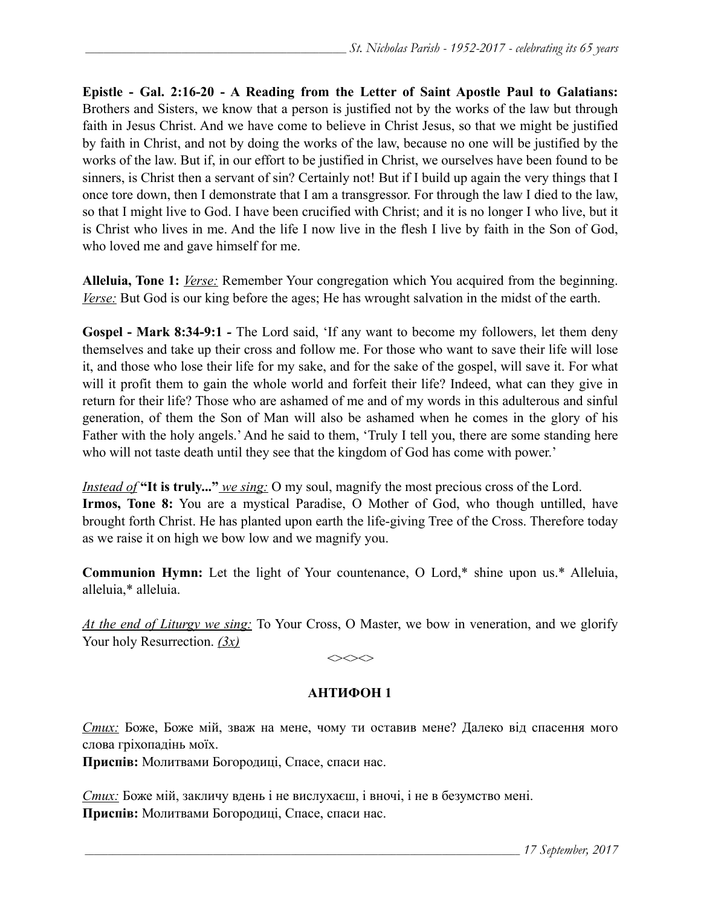**Epistle - Gal. 2:16-20 - A Reading from the Letter of Saint Apostle Paul to Galatians:** Brothers and Sisters, we know that a person is justified not by the works of the law but through faith in Jesus Christ. And we have come to believe in Christ Jesus, so that we might be justified by faith in Christ, and not by doing the works of the law, because no one will be justified by the works of the law. But if, in our effort to be justified in Christ, we ourselves have been found to be sinners, is Christ then a servant of sin? Certainly not! But if I build up again the very things that I once tore down, then I demonstrate that I am a transgressor. For through the law I died to the law, so that I might live to God. I have been crucified with Christ; and it is no longer I who live, but it is Christ who lives in me. And the life I now live in the flesh I live by faith in the Son of God, who loved me and gave himself for me.

**Alleluia, Tone 1:** *Verse:* Remember Your congregation which You acquired from the beginning. *Verse:* But God is our king before the ages; He has wrought salvation in the midst of the earth.

**Gospel - Mark 8:34-9:1 -** The Lord said, 'If any want to become my followers, let them deny themselves and take up their cross and follow me. For those who want to save their life will lose it, and those who lose their life for my sake, and for the sake of the gospel, will save it. For what will it profit them to gain the whole world and forfeit their life? Indeed, what can they give in return for their life? Those who are ashamed of me and of my words in this adulterous and sinful generation, of them the Son of Man will also be ashamed when he comes in the glory of his Father with the holy angels.' And he said to them, 'Truly I tell you, there are some standing here who will not taste death until they see that the kingdom of God has come with power.'

*Instead of* **"It is truly..."** *we sing:* O my soul, magnify the most precious cross of the Lord.
**Irmos, Tone 8:** You are a mystical Paradise, O Mother of God, who though untilled, have brought forth Christ. He has planted upon earth the life-giving Tree of the Cross. Therefore today as we raise it on high we bow low and we magnify you.

**Communion Hymn:** Let the light of Your countenance, O Lord,* shine upon us.* Alleluia, alleluia,* alleluia.

*At the end of Liturgy we sing:* To Your Cross, O Master, we bow in veneration, and we glorify Your holy Resurrection. *(3x)*

<><><>

**АНТИФОН 1**

*Стих:* Боже, Боже мій, зваж на мене, чому ти оставив мене? Далеко від спасення мого слова гріхопадінь моїх.
**Приспів:** Молитвами Богородиці, Спасе, спаси нас.

*Стих:* Боже мій, закличу вдень і не вислухаєш, і вночі, і не в безумство мені.
**Приспів:** Молитвами Богородиці, Спасе, спаси нас.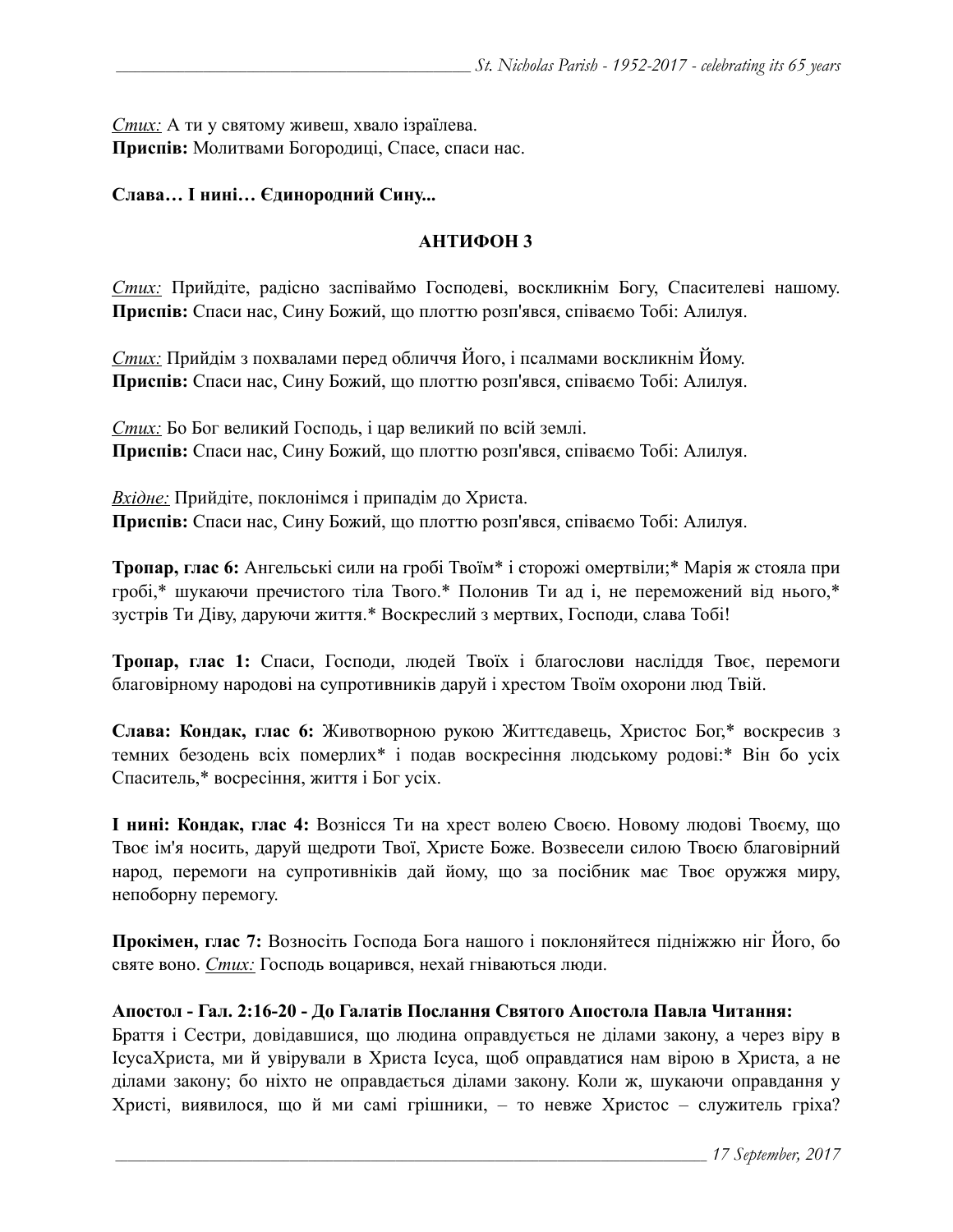*Стих:* А ти у святому живеш, хвало ізраїлева.
**Приспів:** Молитвами Богородиці, Спасе, спаси нас.

**Слава… І нині… Єдинородний Сину...**

## АНТИФОН 3

*Стих:* Прийдіте, радісно заспіваймо Господеві, воскликнім Богу, Спасителеві нашому.
**Приспів:** Спаси нас, Сину Божий, що плоттю розп'явся, співаємо Тобі: Алилуя.

*Стих:* Прийдім з похвалами перед обличчя Його, і псалмами воскликнім Йому.
**Приспів:** Спаси нас, Сину Божий, що плоттю розп'явся, співаємо Тобі: Алилуя.

*Стих:* Бо Бог великий Господь, і цар великий по всій землі.
**Приспів:** Спаси нас, Сину Божий, що плоттю розп'явся, співаємо Тобі: Алилуя.

*Вхідне:* Прийдіте, поклонімся і припадім до Христа.
**Приспів:** Спаси нас, Сину Божий, що плоттю розп'явся, співаємо Тобі: Алилуя.

**Тропар, глас 6:** Ангельські сили на гробі Твоїм* і сторожі омертвіли;* Марія ж стояла при гробі,* шукаючи пречистого тіла Твого.* Полонив Ти ад і, не переможений від нього,* зустрів Ти Діву, даруючи життя.* Воскреслий з мертвих, Господи, слава Тобі!

**Тропар, глас 1:** Спаси, Господи, людей Твоїх і благослови насліддя Твоє, перемоги благовірному народові на супротивників даруй і хрестом Твоїм охорони люд Твій.

**Слава: Кондак, глас 6:** Животворною рукою Життєдавець, Христос Бог,* воскресив з темних безодень всіх померлих* і подав воскресіння людському родові:* Він бо усіх Спаситель,* восресіння, життя і Бог усіх.

**І нині: Кондак, глас 4:** Вознісся Ти на хрест волею Своєю. Новому людові Твоєму, що Твоє ім'я носить, даруй щедроти Твої, Христе Боже. Возвесели силою Твоєю благовірний народ, перемоги на супротивників дай йому, що за посібник має Твоє оружжя миру, непоборну перемогу.

**Прокімен, глас 7:** Возносіть Господа Бога нашого і поклоняйтеся підніжжю ніг Його, бо святе воно. *Стих:* Господь воцарився, нехай гніваються люди.

**Апостол - Гал. 2:16-20 - До Галатів Послання Святого Апостола Павла Читання:**
Браття і Сестри, довідавшися, що людина оправдується не ділами закону, а через віру в ІсусаХриста, ми й увірували в Христа Ісуса, щоб оправдатися нам вірою в Христа, а не ділами закону; бо ніхто не оправдається ділами закону. Коли ж, шукаючи оправдання у Христі, виявилося, що й ми самі грішники, – то невже Христос – служитель гріха?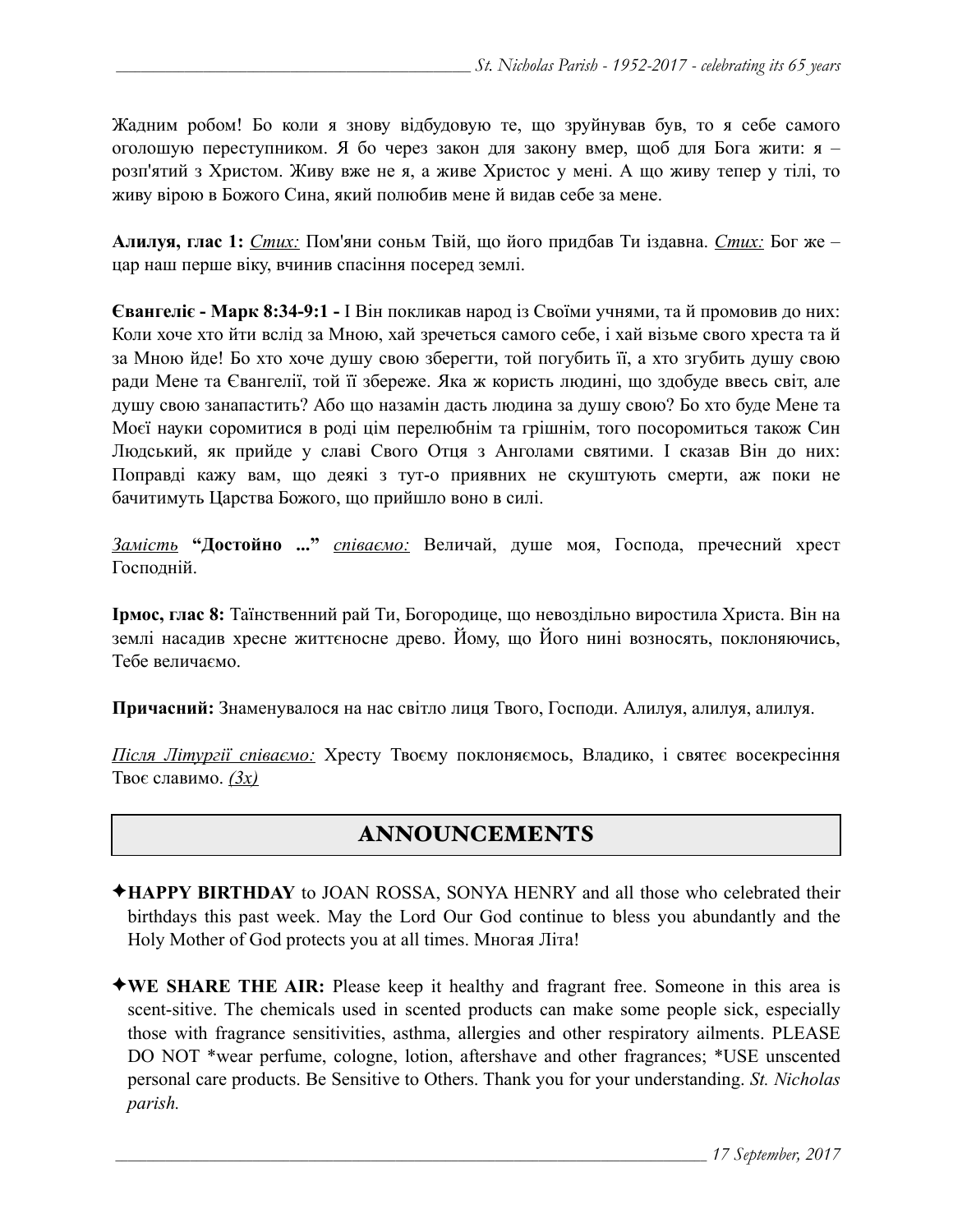Жадним робом! Бо коли я знову відбудовую те, що зруйнував був, то я себе самого оголошую переступником. Я бо через закон для закону вмер, щоб для Бога жити: я – розп'ятий з Христом. Живу вже не я, а живе Христос у мені. А що живу тепер у тілі, то живу вірою в Божого Сина, який полюбив мене й видав себе за мене.

**Алилуя, глас 1:** _Стих:_ Пом'яни соньм Твій, що його придбав Ти іздавна. _Стих:_ Бог же – цар наш перше віку, вчинив спасіння посеред землі.

**Євангеліє - Марк 8:34-9:1 -** І Він покликав народ із Своїми учнями, та й промовив до них: Коли хоче хто йти вслід за Мною, хай зречеться самого себе, і хай візьме свого хреста та й за Мною йде! Бо хто хоче душу свою зберегти, той погубить її, а хто згубить душу свою ради Мене та Євангелії, той її збереже. Яка ж користь людині, що здобуде ввесь світ, але душу свою занапастить? Або що назамін дасть людина за душу свою? Бо хто буде Мене та Моєї науки соромитися в роді цім перелюбнім та грішнім, того посоромиться також Син Людський, як прийде у славі Свого Отця з Анголами святими. І сказав Він до них: Поправді кажу вам, що деякі з тут-о приявних не скуштують смерти, аж поки не бачитимуть Царства Божого, що прийшло воно в силі.

_Замість_ **"Достойно ..."** _співаємо:_ Величай, душе моя, Господа, пречесний хрест Господній.

**Ірмос, глас 8:** Таїнственний рай Ти, Богородице, що невоздільно виростила Христа. Він на землі насадив хресне життєносне древо. Йому, що Його нині возносять, поклоняючись, Тебе величаємо.

**Причасний:** Знаменувалося на нас світло лиця Твого, Господи. Алилуя, алилуя, алилуя.

_Після Літургії співаємо:_ Хресту Твоєму поклоняємось, Владико, і святеє восекресіння Твоє славимо. _(3x)_

## ANNOUNCEMENTS

✦**HAPPY BIRTHDAY** to JOAN ROSSA, SONYA HENRY and all those who celebrated their birthdays this past week. May the Lord Our God continue to bless you abundantly and the Holy Mother of God protects you at all times. Многая Літа!

✦**WE SHARE THE AIR:** Please keep it healthy and fragrant free. Someone in this area is scent-sitive. The chemicals used in scented products can make some people sick, especially those with fragrance sensitivities, asthma, allergies and other respiratory ailments. PLEASE DO NOT *wear perfume, cologne, lotion, aftershave and other fragrances; *USE unscented personal care products. Be Sensitive to Others. Thank you for your understanding. *St. Nicholas parish.*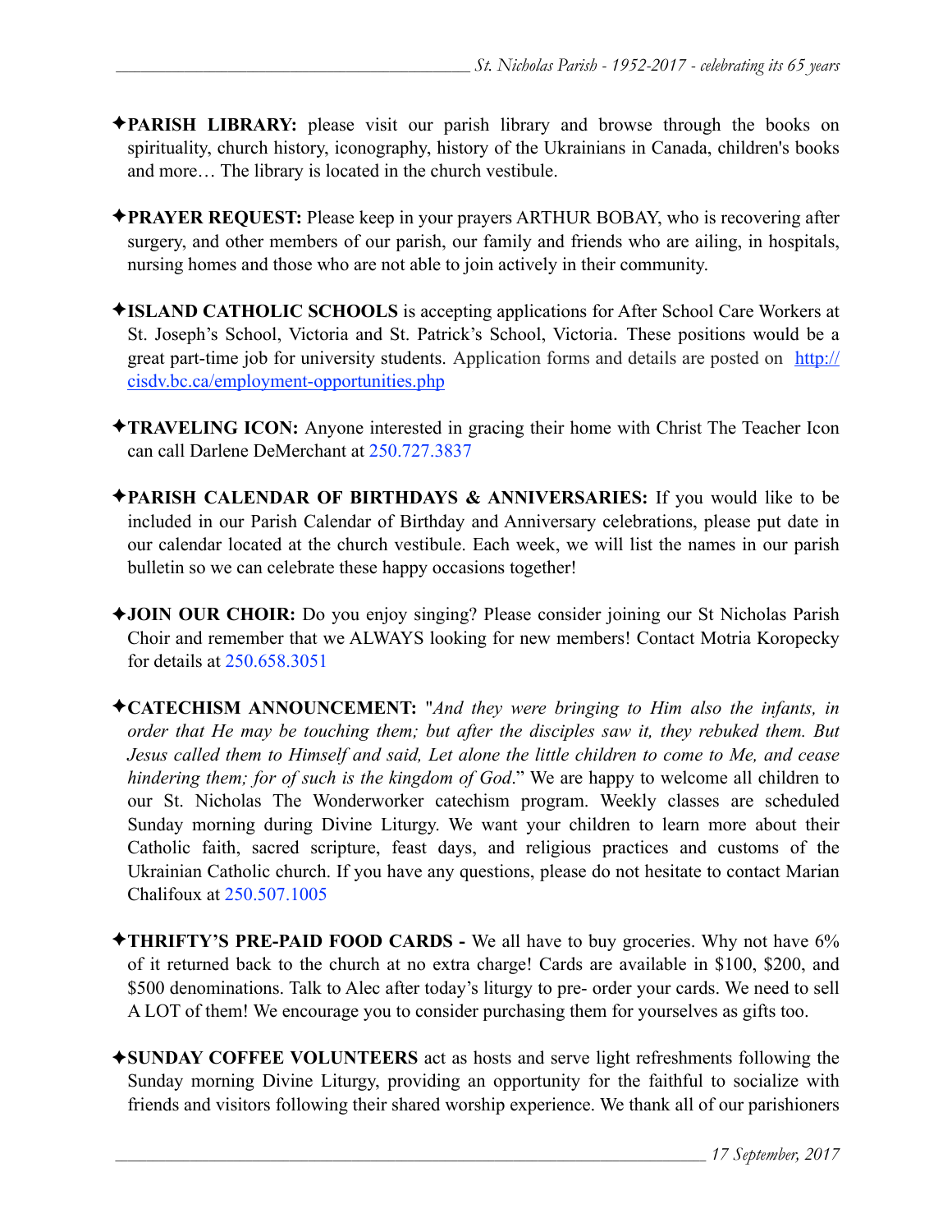✦**PARISH LIBRARY:** please visit our parish library and browse through the books on spirituality, church history, iconography, history of the Ukrainians in Canada, children's books and more… The library is located in the church vestibule.

✦**PRAYER REQUEST:** Please keep in your prayers ARTHUR BOBAY, who is recovering after surgery, and other members of our parish, our family and friends who are ailing, in hospitals, nursing homes and those who are not able to join actively in their community.

✦**ISLAND CATHOLIC SCHOOLS** is accepting applications for After School Care Workers at St. Joseph's School, Victoria and St. Patrick's School, Victoria. These positions would be a great part-time job for university students. Application forms and details are posted on [http://cisdv.bc.ca/employment-opportunities.php](http://cisdv.bc.ca/employment-opportunities.php)

✦**TRAVELING ICON:** Anyone interested in gracing their home with Christ The Teacher Icon can call Darlene DeMerchant at 250.727.3837

✦**PARISH CALENDAR OF BIRTHDAYS & ANNIVERSARIES:** If you would like to be included in our Parish Calendar of Birthday and Anniversary celebrations, please put date in our calendar located at the church vestibule. Each week, we will list the names in our parish bulletin so we can celebrate these happy occasions together!

✦**JOIN OUR CHOIR:** Do you enjoy singing? Please consider joining our St Nicholas Parish Choir and remember that we ALWAYS looking for new members! Contact Motria Koropecky for details at 250.658.3051

✦**CATECHISM ANNOUNCEMENT:** "*And they were bringing to Him also the infants, in order that He may be touching them; but after the disciples saw it, they rebuked them. But Jesus called them to Himself and said, Let alone the little children to come to Me, and cease hindering them; for of such is the kingdom of God*." We are happy to welcome all children to our St. Nicholas The Wonderworker catechism program. Weekly classes are scheduled Sunday morning during Divine Liturgy. We want your children to learn more about their Catholic faith, sacred scripture, feast days, and religious practices and customs of the Ukrainian Catholic church. If you have any questions, please do not hesitate to contact Marian Chalifoux at 250.507.1005

✦**THRIFTY'S PRE-PAID FOOD CARDS -** We all have to buy groceries. Why not have 6% of it returned back to the church at no extra charge! Cards are available in $100, $200, and $500 denominations. Talk to Alec after today's liturgy to pre- order your cards. We need to sell A LOT of them! We encourage you to consider purchasing them for yourselves as gifts too.

✦**SUNDAY COFFEE VOLUNTEERS** act as hosts and serve light refreshments following the Sunday morning Divine Liturgy, providing an opportunity for the faithful to socialize with friends and visitors following their shared worship experience. We thank all of our parishioners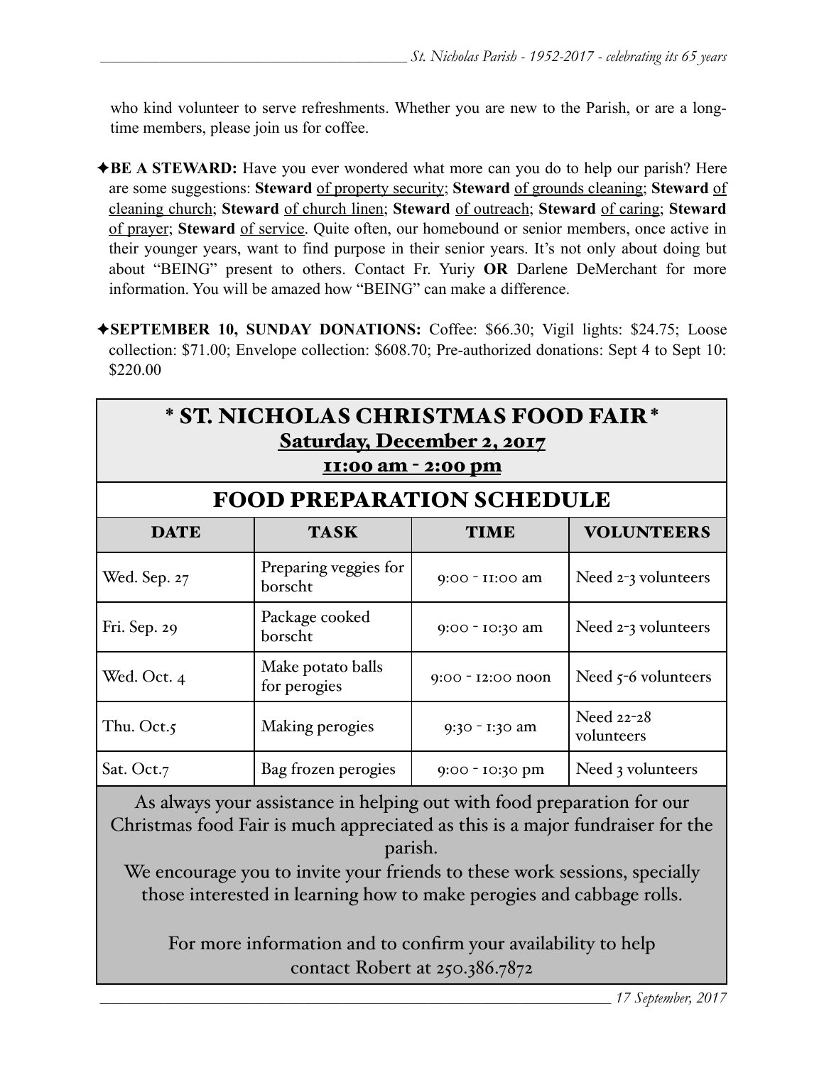who kind volunteer to serve refreshments. Whether you are new to the Parish, or are a long-time members, please join us for coffee.

✦**BE A STEWARD:** Have you ever wondered what more can you do to help our parish? Here are some suggestions: **Steward** of property security; **Steward** of grounds cleaning; **Steward** of cleaning church; **Steward** of church linen; **Steward** of outreach; **Steward** of caring; **Steward** of prayer; **Steward** of service. Quite often, our homebound or senior members, once active in their younger years, want to find purpose in their senior years. It's not only about doing but about "BEING" present to others. Contact Fr. Yuriy **OR** Darlene DeMerchant for more information. You will be amazed how "BEING" can make a difference.

✦**SEPTEMBER 10, SUNDAY DONATIONS:** Coffee: $66.30; Vigil lights: $24.75; Loose collection: $71.00; Envelope collection: $608.70; Pre-authorized donations: Sept 4 to Sept 10: $220.00

## * ST. NICHOLAS CHRISTMAS FOOD FAIR *

**Saturday, December 2, 2017**

**11:00 am - 2:00 pm**

### FOOD PREPARATION SCHEDULE

| DATE | TASK | TIME | VOLUNTEERS |
|---|---|---|---|
| Wed. Sep. 27 | Preparing veggies for borscht | 9:00 - 11:00 am | Need 2-3 volunteers |
| Fri. Sep. 29 | Package cooked borscht | 9:00 - 10:30 am | Need 2-3 volunteers |
| Wed. Oct. 4 | Make potato balls for perogies | 9:00 - 12:00 noon | Need 5-6 volunteers |
| Thu. Oct.5 | Making perogies | 9:30 - 1:30 am | Need 22-28 volunteers |
| Sat. Oct.7 | Bag frozen perogies | 9:00 - 10:30 pm | Need 3 volunteers |

As always your assistance in helping out with food preparation for our Christmas food Fair is much appreciated as this is a major fundraiser for the parish.

We encourage you to invite your friends to these work sessions, specially those interested in learning how to make perogies and cabbage rolls.

For more information and to confirm your availability to help contact Robert at 250.386.7872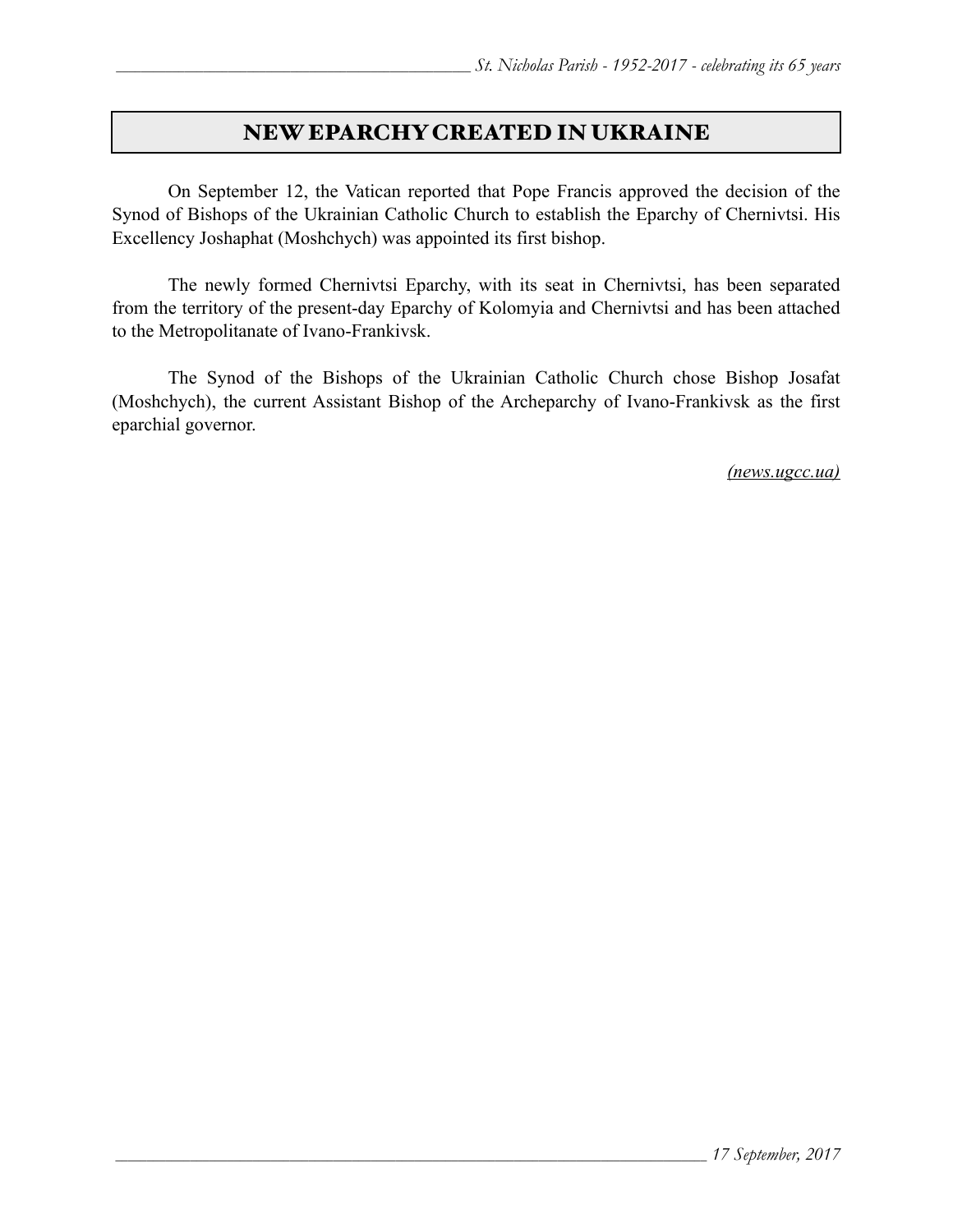## NEW EPARCHY CREATED IN UKRAINE

On September 12, the Vatican reported that Pope Francis approved the decision of the Synod of Bishops of the Ukrainian Catholic Church to establish the Eparchy of Chernivtsi. His Excellency Joshaphat (Moshchych) was appointed its first bishop.

The newly formed Chernivtsi Eparchy, with its seat in Chernivtsi, has been separated from the territory of the present-day Eparchy of Kolomyia and Chernivtsi and has been attached to the Metropolitanate of Ivano-Frankivsk.

The Synod of the Bishops of the Ukrainian Catholic Church chose Bishop Josafat (Moshchych), the current Assistant Bishop of the Archeparchy of Ivano-Frankivsk as the first eparchial governor.

*(news.ugcc.ua)*